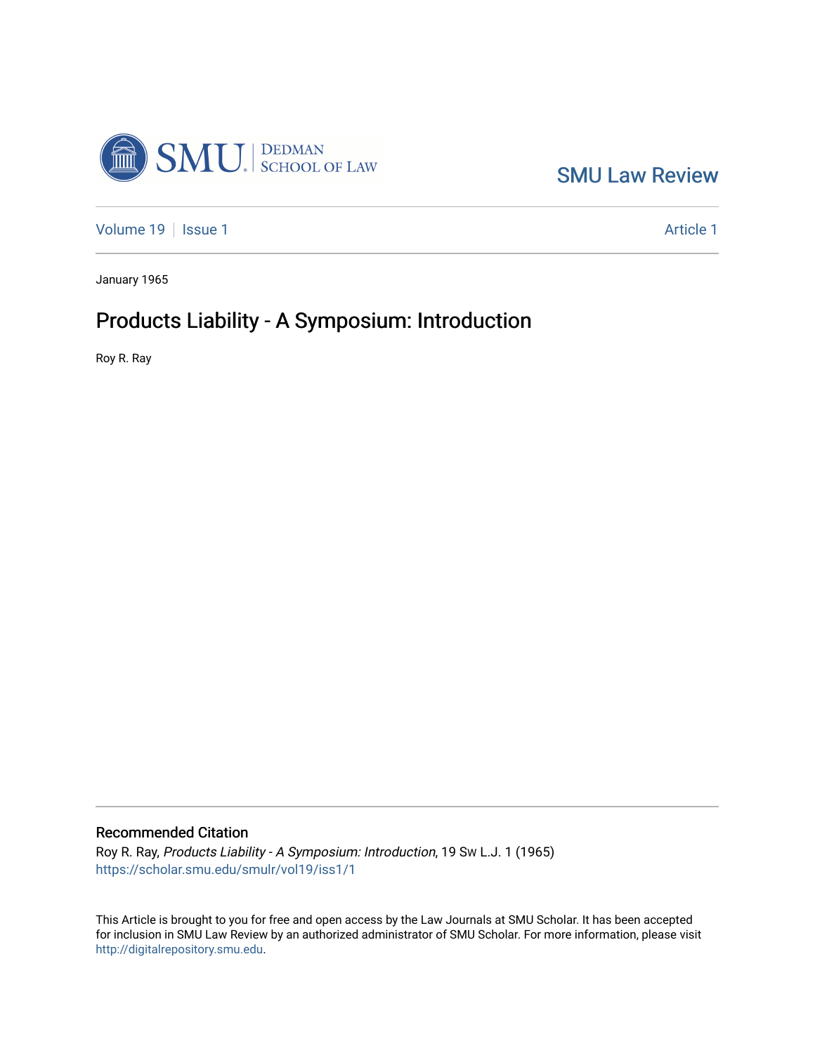SMU Law Review

Volume 19 | Issue 1 | Article 1

January 1965

# Products Liability - A Symposium: Introduction

Roy R. Ray

## Recommended Citation

Roy R. Ray, *Products Liability - A Symposium: Introduction*, 19 Sw L.J. 1 (1965)
https://scholar.smu.edu/smulr/vol19/iss1/1

This Article is brought to you for free and open access by the Law Journals at SMU Scholar. It has been accepted for inclusion in SMU Law Review by an authorized administrator of SMU Scholar. For more information, please visit http://digitalrepository.smu.edu.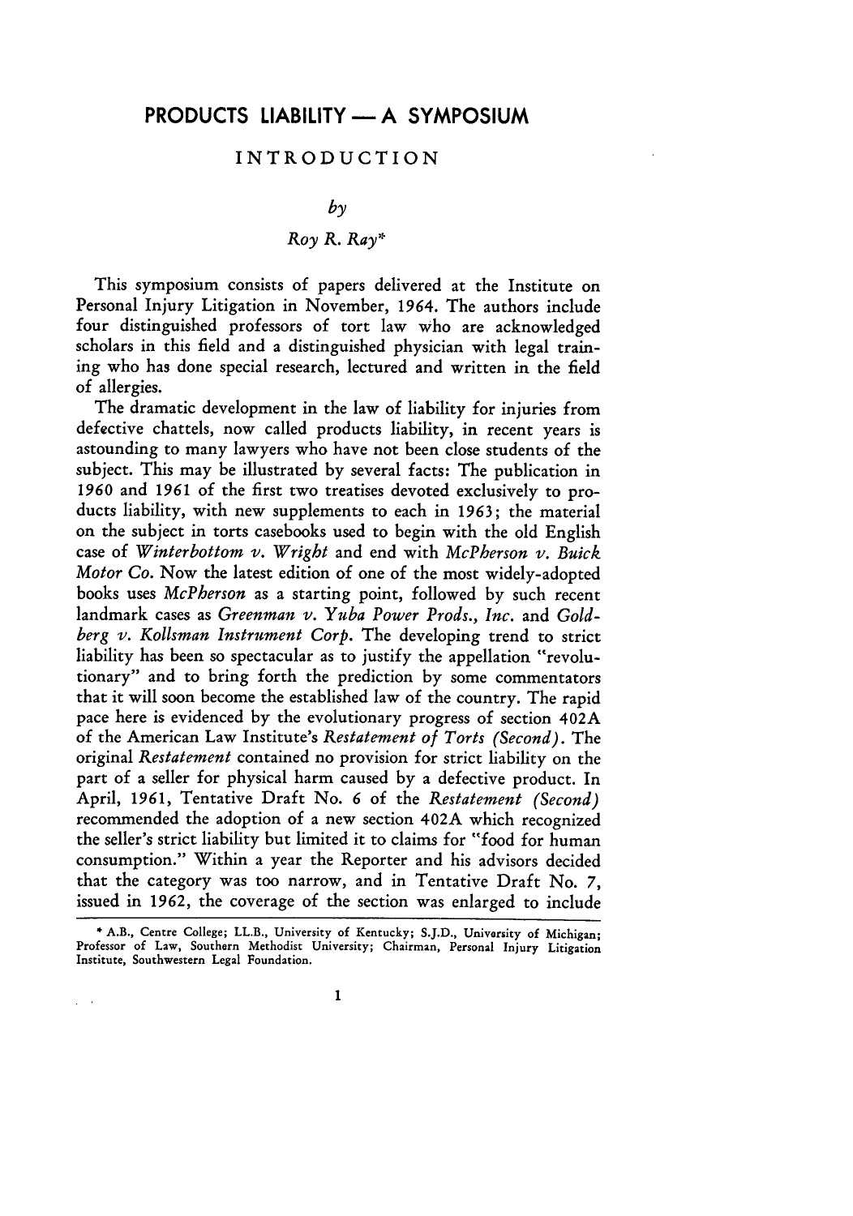# PRODUCTS LIABILITY — A SYMPOSIUM

## INTRODUCTION

*by*

*Roy R. Ray**

This symposium consists of papers delivered at the Institute on Personal Injury Litigation in November, 1964. The authors include four distinguished professors of tort law who are acknowledged scholars in this field and a distinguished physician with legal training who has done special research, lectured and written in the field of allergies.

The dramatic development in the law of liability for injuries from defective chattels, now called products liability, in recent years is astounding to many lawyers who have not been close students of the subject. This may be illustrated by several facts: The publication in 1960 and 1961 of the first two treatises devoted exclusively to products liability, with new supplements to each in 1963; the material on the subject in torts casebooks used to begin with the old English case of *Winterbottom v. Wright* and end with *McPherson v. Buick Motor Co.* Now the latest edition of one of the most widely-adopted books uses *McPherson* as a starting point, followed by such recent landmark cases as *Greenman v. Yuba Power Prods., Inc.* and *Goldberg v. Kollsman Instrument Corp.* The developing trend to strict liability has been so spectacular as to justify the appellation "revolutionary" and to bring forth the prediction by some commentators that it will soon become the established law of the country. The rapid pace here is evidenced by the evolutionary progress of section 402A of the American Law Institute's *Restatement of Torts (Second)*. The original *Restatement* contained no provision for strict liability on the part of a seller for physical harm caused by a defective product. In April, 1961, Tentative Draft No. 6 of the *Restatement (Second)* recommended the adoption of a new section 402A which recognized the seller's strict liability but limited it to claims for "food for human consumption." Within a year the Reporter and his advisors decided that the category was too narrow, and in Tentative Draft No. 7, issued in 1962, the coverage of the section was enlarged to include

---

* A.B., Centre College; LL.B., University of Kentucky; S.J.D., University of Michigan; Professor of Law, Southern Methodist University; Chairman, Personal Injury Litigation Institute, Southwestern Legal Foundation.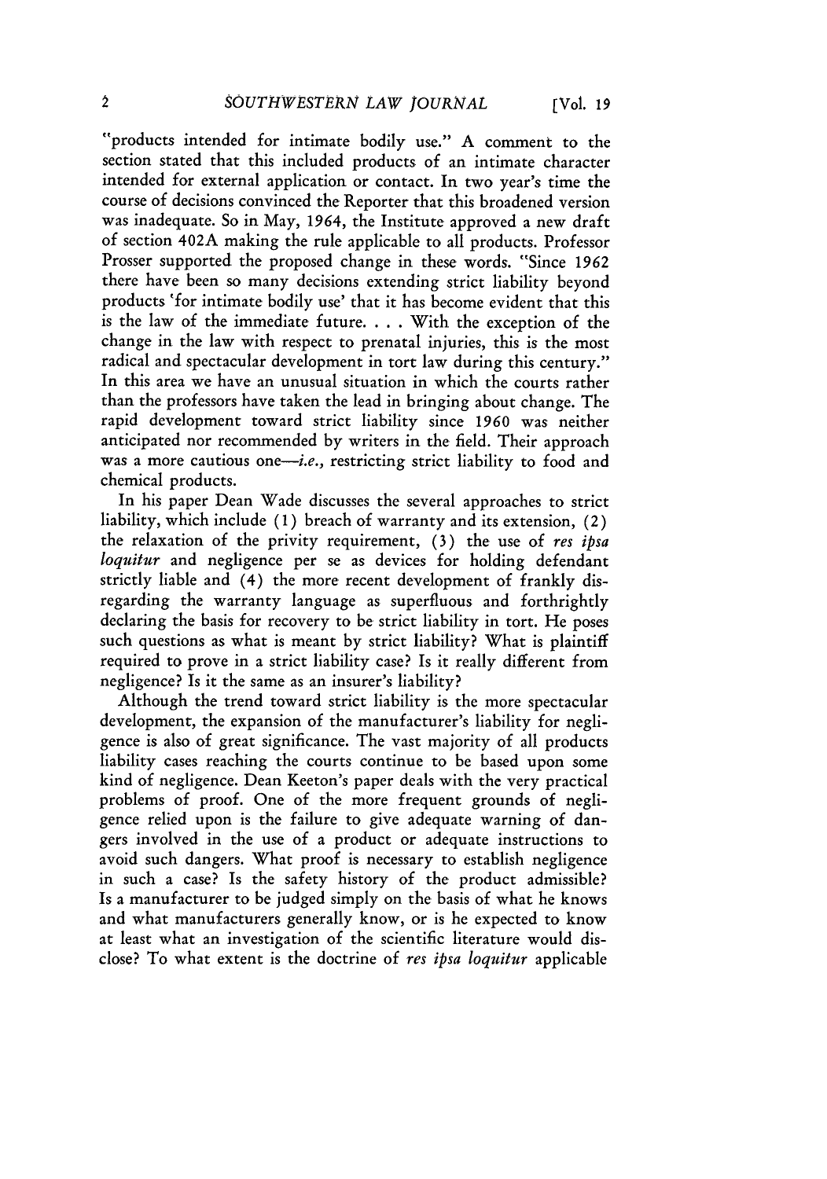"products intended for intimate bodily use." A comment to the section stated that this included products of an intimate character intended for external application or contact. In two year's time the course of decisions convinced the Reporter that this broadened version was inadequate. So in May, 1964, the Institute approved a new draft of section 402A making the rule applicable to all products. Professor Prosser supported the proposed change in these words. "Since 1962 there have been so many decisions extending strict liability beyond products 'for intimate bodily use' that it has become evident that this is the law of the immediate future. . . . With the exception of the change in the law with respect to prenatal injuries, this is the most radical and spectacular development in tort law during this century." In this area we have an unusual situation in which the courts rather than the professors have taken the lead in bringing about change. The rapid development toward strict liability since 1960 was neither anticipated nor recommended by writers in the field. Their approach was a more cautious one—*i.e.*, restricting strict liability to food and chemical products.

In his paper Dean Wade discusses the several approaches to strict liability, which include (1) breach of warranty and its extension, (2) the relaxation of the privity requirement, (3) the use of *res ipsa loquitur* and negligence per se as devices for holding defendant strictly liable and (4) the more recent development of frankly disregarding the warranty language as superfluous and forthrightly declaring the basis for recovery to be strict liability in tort. He poses such questions as what is meant by strict liability? What is plaintiff required to prove in a strict liability case? Is it really different from negligence? Is it the same as an insurer's liability?

Although the trend toward strict liability is the more spectacular development, the expansion of the manufacturer's liability for negligence is also of great significance. The vast majority of all products liability cases reaching the courts continue to be based upon some kind of negligence. Dean Keeton's paper deals with the very practical problems of proof. One of the more frequent grounds of negligence relied upon is the failure to give adequate warning of dangers involved in the use of a product or adequate instructions to avoid such dangers. What proof is necessary to establish negligence in such a case? Is the safety history of the product admissible? Is a manufacturer to be judged simply on the basis of what he knows and what manufacturers generally know, or is he expected to know at least what an investigation of the scientific literature would disclose? To what extent is the doctrine of *res ipsa loquitur* applicable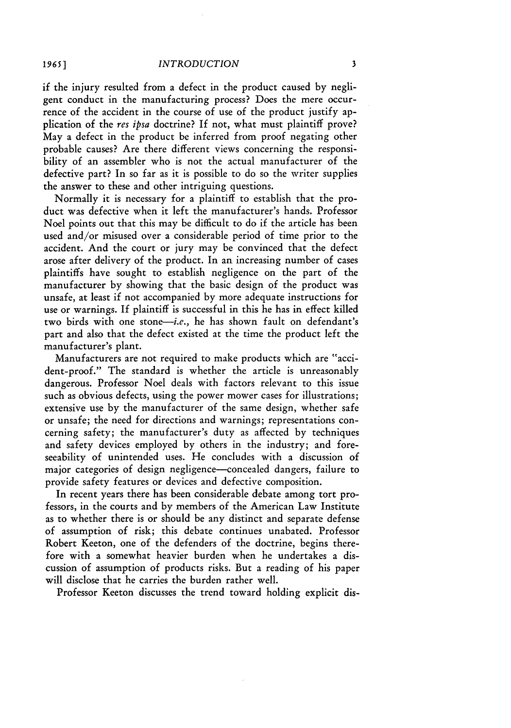if the injury resulted from a defect in the product caused by negligent conduct in the manufacturing process? Does the mere occurrence of the accident in the course of use of the product justify application of the *res ipsa* doctrine? If not, what must plaintiff prove? May a defect in the product be inferred from proof negating other probable causes? Are there different views concerning the responsibility of an assembler who is not the actual manufacturer of the defective part? In so far as it is possible to do so the writer supplies the answer to these and other intriguing questions.

Normally it is necessary for a plaintiff to establish that the product was defective when it left the manufacturer's hands. Professor Noel points out that this may be difficult to do if the article has been used and/or misused over a considerable period of time prior to the accident. And the court or jury may be convinced that the defect arose after delivery of the product. In an increasing number of cases plaintiffs have sought to establish negligence on the part of the manufacturer by showing that the basic design of the product was unsafe, at least if not accompanied by more adequate instructions for use or warnings. If plaintiff is successful in this he has in effect killed two birds with one stone—*i.e.*, he has shown fault on defendant's part and also that the defect existed at the time the product left the manufacturer's plant.

Manufacturers are not required to make products which are "accident-proof." The standard is whether the article is unreasonably dangerous. Professor Noel deals with factors relevant to this issue such as obvious defects, using the power mower cases for illustrations; extensive use by the manufacturer of the same design, whether safe or unsafe; the need for directions and warnings; representations concerning safety; the manufacturer's duty as affected by techniques and safety devices employed by others in the industry; and foreseeability of unintended uses. He concludes with a discussion of major categories of design negligence—concealed dangers, failure to provide safety features or devices and defective composition.

In recent years there has been considerable debate among tort professors, in the courts and by members of the American Law Institute as to whether there is or should be any distinct and separate defense of assumption of risk; this debate continues unabated. Professor Robert Keeton, one of the defenders of the doctrine, begins therefore with a somewhat heavier burden when he undertakes a discussion of assumption of products risks. But a reading of his paper will disclose that he carries the burden rather well.

Professor Keeton discusses the trend toward holding explicit dis-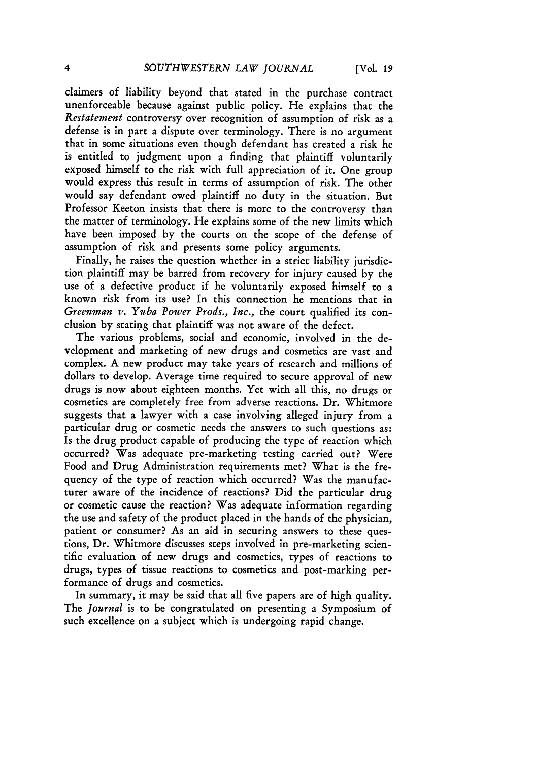claimers of liability beyond that stated in the purchase contract unenforceable because against public policy. He explains that the *Restatement* controversy over recognition of assumption of risk as a defense is in part a dispute over terminology. There is no argument that in some situations even though defendant has created a risk he is entitled to judgment upon a finding that plaintiff voluntarily exposed himself to the risk with full appreciation of it. One group would express this result in terms of assumption of risk. The other would say defendant owed plaintiff no duty in the situation. But Professor Keeton insists that there is more to the controversy than the matter of terminology. He explains some of the new limits which have been imposed by the courts on the scope of the defense of assumption of risk and presents some policy arguments.

Finally, he raises the question whether in a strict liability jurisdiction plaintiff may be barred from recovery for injury caused by the use of a defective product if he voluntarily exposed himself to a known risk from its use? In this connection he mentions that in *Greenman v. Yuba Power Prods., Inc.,* the court qualified its conclusion by stating that plaintiff was not aware of the defect.

The various problems, social and economic, involved in the development and marketing of new drugs and cosmetics are vast and complex. A new product may take years of research and millions of dollars to develop. Average time required to secure approval of new drugs is now about eighteen months. Yet with all this, no drugs or cosmetics are completely free from adverse reactions. Dr. Whitmore suggests that a lawyer with a case involving alleged injury from a particular drug or cosmetic needs the answers to such questions as: Is the drug product capable of producing the type of reaction which occurred? Was adequate pre-marketing testing carried out? Were Food and Drug Administration requirements met? What is the frequency of the type of reaction which occurred? Was the manufacturer aware of the incidence of reactions? Did the particular drug or cosmetic cause the reaction? Was adequate information regarding the use and safety of the product placed in the hands of the physician, patient or consumer? As an aid in securing answers to these questions, Dr. Whitmore discusses steps involved in pre-marketing scientific evaluation of new drugs and cosmetics, types of reactions to drugs, types of tissue reactions to cosmetics and post-marking performance of drugs and cosmetics.

In summary, it may be said that all five papers are of high quality. The *Journal* is to be congratulated on presenting a Symposium of such excellence on a subject which is undergoing rapid change.